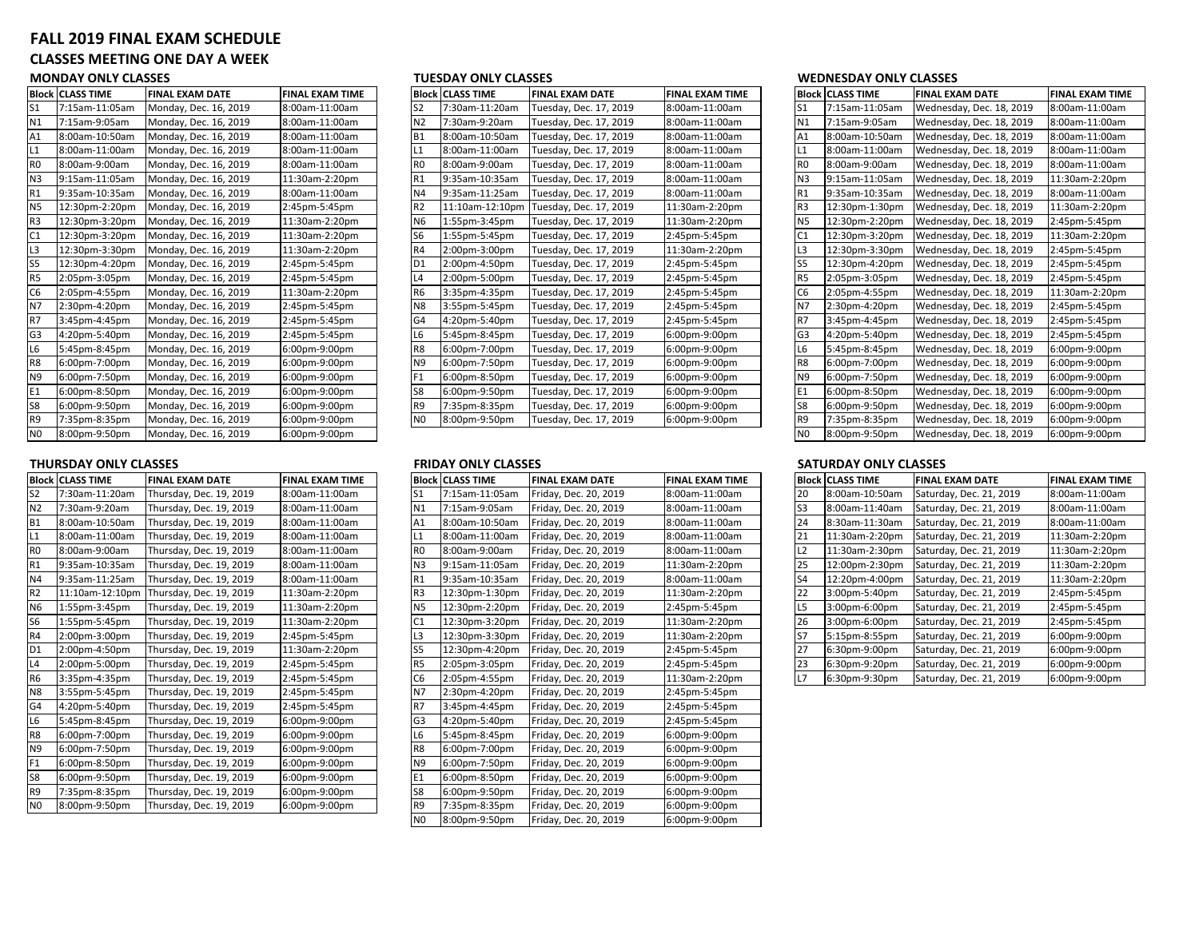# FALL 2019 FINAL EXAM SCHEDULE

## CLASSES MEETING ONE DAY A WEEK

### MONDAY ONLY CLASSES

| Block | CLASS TIME | FINAL EXAM DATE | FINAL EXAM TIME |
|---|---|---|---|
| S1 | 7:15am-11:05am | Monday, Dec. 16, 2019 | 8:00am-11:00am |
| N1 | 7:15am-9:05am | Monday, Dec. 16, 2019 | 8:00am-11:00am |
| A1 | 8:00am-10:50am | Monday, Dec. 16, 2019 | 8:00am-11:00am |
| L1 | 8:00am-11:00am | Monday, Dec. 16, 2019 | 8:00am-11:00am |
| R0 | 8:00am-9:00am | Monday, Dec. 16, 2019 | 8:00am-11:00am |
| N3 | 9:15am-11:05am | Monday, Dec. 16, 2019 | 11:30am-2:20pm |
| R1 | 9:35am-10:35am | Monday, Dec. 16, 2019 | 8:00am-11:00am |
| N5 | 12:30pm-2:20pm | Monday, Dec. 16, 2019 | 2:45pm-5:45pm |
| R3 | 12:30pm-3:20pm | Monday, Dec. 16, 2019 | 11:30am-2:20pm |
| C1 | 12:30pm-3:20pm | Monday, Dec. 16, 2019 | 11:30am-2:20pm |
| L3 | 12:30pm-3:30pm | Monday, Dec. 16, 2019 | 11:30am-2:20pm |
| S5 | 12:30pm-4:20pm | Monday, Dec. 16, 2019 | 2:45pm-5:45pm |
| R5 | 2:05pm-3:05pm | Monday, Dec. 16, 2019 | 2:45pm-5:45pm |
| C6 | 2:05pm-4:55pm | Monday, Dec. 16, 2019 | 11:30am-2:20pm |
| N7 | 2:30pm-4:20pm | Monday, Dec. 16, 2019 | 2:45pm-5:45pm |
| R7 | 3:45pm-4:45pm | Monday, Dec. 16, 2019 | 2:45pm-5:45pm |
| G3 | 4:20pm-5:40pm | Monday, Dec. 16, 2019 | 2:45pm-5:45pm |
| L6 | 5:45pm-8:45pm | Monday, Dec. 16, 2019 | 6:00pm-9:00pm |
| R8 | 6:00pm-7:00pm | Monday, Dec. 16, 2019 | 6:00pm-9:00pm |
| N9 | 6:00pm-7:50pm | Monday, Dec. 16, 2019 | 6:00pm-9:00pm |
| E1 | 6:00pm-8:50pm | Monday, Dec. 16, 2019 | 6:00pm-9:00pm |
| S8 | 6:00pm-9:50pm | Monday, Dec. 16, 2019 | 6:00pm-9:00pm |
| R9 | 7:35pm-8:35pm | Monday, Dec. 16, 2019 | 6:00pm-9:00pm |
| N0 | 8:00pm-9:50pm | Monday, Dec. 16, 2019 | 6:00pm-9:00pm |

### TUESDAY ONLY CLASSES

| Block | CLASS TIME | FINAL EXAM DATE | FINAL EXAM TIME |
|---|---|---|---|
| S2 | 7:30am-11:20am | Tuesday, Dec. 17, 2019 | 8:00am-11:00am |
| N2 | 7:30am-9:20am | Tuesday, Dec. 17, 2019 | 8:00am-11:00am |
| B1 | 8:00am-10:50am | Tuesday, Dec. 17, 2019 | 8:00am-11:00am |
| L1 | 8:00am-11:00am | Tuesday, Dec. 17, 2019 | 8:00am-11:00am |
| R0 | 8:00am-9:00am | Tuesday, Dec. 17, 2019 | 8:00am-11:00am |
| R1 | 9:35am-10:35am | Tuesday, Dec. 17, 2019 | 8:00am-11:00am |
| N4 | 9:35am-11:25am | Tuesday, Dec. 17, 2019 | 8:00am-11:00am |
| R2 | 11:10am-12:10pm | Tuesday, Dec. 17, 2019 | 11:30am-2:20pm |
| N6 | 1:55pm-3:45pm | Tuesday, Dec. 17, 2019 | 11:30am-2:20pm |
| S6 | 1:55pm-5:45pm | Tuesday, Dec. 17, 2019 | 2:45pm-5:45pm |
| R4 | 2:00pm-3:00pm | Tuesday, Dec. 17, 2019 | 11:30am-2:20pm |
| D1 | 2:00pm-4:50pm | Tuesday, Dec. 17, 2019 | 2:45pm-5:45pm |
| L4 | 2:00pm-5:00pm | Tuesday, Dec. 17, 2019 | 2:45pm-5:45pm |
| R6 | 3:35pm-4:35pm | Tuesday, Dec. 17, 2019 | 2:45pm-5:45pm |
| N8 | 3:55pm-5:45pm | Tuesday, Dec. 17, 2019 | 2:45pm-5:45pm |
| G4 | 4:20pm-5:40pm | Tuesday, Dec. 17, 2019 | 2:45pm-5:45pm |
| L6 | 5:45pm-8:45pm | Tuesday, Dec. 17, 2019 | 6:00pm-9:00pm |
| R8 | 6:00pm-7:00pm | Tuesday, Dec. 17, 2019 | 6:00pm-9:00pm |
| N9 | 6:00pm-7:50pm | Tuesday, Dec. 17, 2019 | 6:00pm-9:00pm |
| F1 | 6:00pm-8:50pm | Tuesday, Dec. 17, 2019 | 6:00pm-9:00pm |
| S8 | 6:00pm-9:50pm | Tuesday, Dec. 17, 2019 | 6:00pm-9:00pm |
| R9 | 7:35pm-8:35pm | Tuesday, Dec. 17, 2019 | 6:00pm-9:00pm |
| N0 | 8:00pm-9:50pm | Tuesday, Dec. 17, 2019 | 6:00pm-9:00pm |

### WEDNESDAY ONLY CLASSES

| Block | CLASS TIME | FINAL EXAM DATE | FINAL EXAM TIME |
|---|---|---|---|
| S1 | 7:15am-11:05am | Wednesday, Dec. 18, 2019 | 8:00am-11:00am |
| N1 | 7:15am-9:05am | Wednesday, Dec. 18, 2019 | 8:00am-11:00am |
| A1 | 8:00am-10:50am | Wednesday, Dec. 18, 2019 | 8:00am-11:00am |
| L1 | 8:00am-11:00am | Wednesday, Dec. 18, 2019 | 8:00am-11:00am |
| R0 | 8:00am-9:00am | Wednesday, Dec. 18, 2019 | 8:00am-11:00am |
| N3 | 9:15am-11:05am | Wednesday, Dec. 18, 2019 | 11:30am-2:20pm |
| R1 | 9:35am-10:35am | Wednesday, Dec. 18, 2019 | 8:00am-11:00am |
| R3 | 12:30pm-1:30pm | Wednesday, Dec. 18, 2019 | 11:30am-2:20pm |
| N5 | 12:30pm-2:20pm | Wednesday, Dec. 18, 2019 | 2:45pm-5:45pm |
| C1 | 12:30pm-3:20pm | Wednesday, Dec. 18, 2019 | 11:30am-2:20pm |
| L3 | 12:30pm-3:30pm | Wednesday, Dec. 18, 2019 | 2:45pm-5:45pm |
| S5 | 12:30pm-4:20pm | Wednesday, Dec. 18, 2019 | 2:45pm-5:45pm |
| R5 | 2:05pm-3:05pm | Wednesday, Dec. 18, 2019 | 2:45pm-5:45pm |
| C6 | 2:05pm-4:55pm | Wednesday, Dec. 18, 2019 | 11:30am-2:20pm |
| N7 | 2:30pm-4:20pm | Wednesday, Dec. 18, 2019 | 2:45pm-5:45pm |
| R7 | 3:45pm-4:45pm | Wednesday, Dec. 18, 2019 | 2:45pm-5:45pm |
| G3 | 4:20pm-5:40pm | Wednesday, Dec. 18, 2019 | 2:45pm-5:45pm |
| L6 | 5:45pm-8:45pm | Wednesday, Dec. 18, 2019 | 6:00pm-9:00pm |
| R8 | 6:00pm-7:00pm | Wednesday, Dec. 18, 2019 | 6:00pm-9:00pm |
| N9 | 6:00pm-7:50pm | Wednesday, Dec. 18, 2019 | 6:00pm-9:00pm |
| E1 | 6:00pm-8:50pm | Wednesday, Dec. 18, 2019 | 6:00pm-9:00pm |
| S8 | 6:00pm-9:50pm | Wednesday, Dec. 18, 2019 | 6:00pm-9:00pm |
| R9 | 7:35pm-8:35pm | Wednesday, Dec. 18, 2019 | 6:00pm-9:00pm |
| N0 | 8:00pm-9:50pm | Wednesday, Dec. 18, 2019 | 6:00pm-9:00pm |

### THURSDAY ONLY CLASSES

| Block | CLASS TIME | FINAL EXAM DATE | FINAL EXAM TIME |
|---|---|---|---|
| S2 | 7:30am-11:20am | Thursday, Dec. 19, 2019 | 8:00am-11:00am |
| N2 | 7:30am-9:20am | Thursday, Dec. 19, 2019 | 8:00am-11:00am |
| B1 | 8:00am-10:50am | Thursday, Dec. 19, 2019 | 8:00am-11:00am |
| L1 | 8:00am-11:00am | Thursday, Dec. 19, 2019 | 8:00am-11:00am |
| R0 | 8:00am-9:00am | Thursday, Dec. 19, 2019 | 8:00am-11:00am |
| R1 | 9:35am-10:35am | Thursday, Dec. 19, 2019 | 8:00am-11:00am |
| N4 | 9:35am-11:25am | Thursday, Dec. 19, 2019 | 8:00am-11:00am |
| R2 | 11:10am-12:10pm | Thursday, Dec. 19, 2019 | 11:30am-2:20pm |
| N6 | 1:55pm-3:45pm | Thursday, Dec. 19, 2019 | 11:30am-2:20pm |
| S6 | 1:55pm-5:45pm | Thursday, Dec. 19, 2019 | 11:30am-2:20pm |
| R4 | 2:00pm-3:00pm | Thursday, Dec. 19, 2019 | 2:45pm-5:45pm |
| D1 | 2:00pm-4:50pm | Thursday, Dec. 19, 2019 | 11:30am-2:20pm |
| L4 | 2:00pm-5:00pm | Thursday, Dec. 19, 2019 | 2:45pm-5:45pm |
| R6 | 3:35pm-4:35pm | Thursday, Dec. 19, 2019 | 2:45pm-5:45pm |
| N8 | 3:55pm-5:45pm | Thursday, Dec. 19, 2019 | 2:45pm-5:45pm |
| G4 | 4:20pm-5:40pm | Thursday, Dec. 19, 2019 | 2:45pm-5:45pm |
| L6 | 5:45pm-8:45pm | Thursday, Dec. 19, 2019 | 6:00pm-9:00pm |
| R8 | 6:00pm-7:00pm | Thursday, Dec. 19, 2019 | 6:00pm-9:00pm |
| N9 | 6:00pm-7:50pm | Thursday, Dec. 19, 2019 | 6:00pm-9:00pm |
| F1 | 6:00pm-8:50pm | Thursday, Dec. 19, 2019 | 6:00pm-9:00pm |
| S8 | 6:00pm-9:50pm | Thursday, Dec. 19, 2019 | 6:00pm-9:00pm |
| R9 | 7:35pm-8:35pm | Thursday, Dec. 19, 2019 | 6:00pm-9:00pm |
| N0 | 8:00pm-9:50pm | Thursday, Dec. 19, 2019 | 6:00pm-9:00pm |

### FRIDAY ONLY CLASSES

| Block | CLASS TIME | FINAL EXAM DATE | FINAL EXAM TIME |
|---|---|---|---|
| S1 | 7:15am-11:05am | Friday, Dec. 20, 2019 | 8:00am-11:00am |
| N1 | 7:15am-9:05am | Friday, Dec. 20, 2019 | 8:00am-11:00am |
| A1 | 8:00am-10:50am | Friday, Dec. 20, 2019 | 8:00am-11:00am |
| L1 | 8:00am-11:00am | Friday, Dec. 20, 2019 | 8:00am-11:00am |
| R0 | 8:00am-9:00am | Friday, Dec. 20, 2019 | 8:00am-11:00am |
| N3 | 9:15am-11:05am | Friday, Dec. 20, 2019 | 11:30am-2:20pm |
| R1 | 9:35am-10:35am | Friday, Dec. 20, 2019 | 8:00am-11:00am |
| R3 | 12:30pm-1:30pm | Friday, Dec. 20, 2019 | 11:30am-2:20pm |
| N5 | 12:30pm-2:20pm | Friday, Dec. 20, 2019 | 2:45pm-5:45pm |
| C1 | 12:30pm-3:20pm | Friday, Dec. 20, 2019 | 11:30am-2:20pm |
| L3 | 12:30pm-3:30pm | Friday, Dec. 20, 2019 | 11:30am-2:20pm |
| S5 | 12:30pm-4:20pm | Friday, Dec. 20, 2019 | 2:45pm-5:45pm |
| R5 | 2:05pm-3:05pm | Friday, Dec. 20, 2019 | 2:45pm-5:45pm |
| C6 | 2:05pm-4:55pm | Friday, Dec. 20, 2019 | 11:30am-2:20pm |
| N7 | 2:30pm-4:20pm | Friday, Dec. 20, 2019 | 2:45pm-5:45pm |
| R7 | 3:45pm-4:45pm | Friday, Dec. 20, 2019 | 2:45pm-5:45pm |
| G3 | 4:20pm-5:40pm | Friday, Dec. 20, 2019 | 2:45pm-5:45pm |
| L6 | 5:45pm-8:45pm | Friday, Dec. 20, 2019 | 6:00pm-9:00pm |
| R8 | 6:00pm-7:00pm | Friday, Dec. 20, 2019 | 6:00pm-9:00pm |
| N9 | 6:00pm-7:50pm | Friday, Dec. 20, 2019 | 6:00pm-9:00pm |
| E1 | 6:00pm-8:50pm | Friday, Dec. 20, 2019 | 6:00pm-9:00pm |
| S8 | 6:00pm-9:50pm | Friday, Dec. 20, 2019 | 6:00pm-9:00pm |
| R9 | 7:35pm-8:35pm | Friday, Dec. 20, 2019 | 6:00pm-9:00pm |
| N0 | 8:00pm-9:50pm | Friday, Dec. 20, 2019 | 6:00pm-9:00pm |

### SATURDAY ONLY CLASSES

| Block | CLASS TIME | FINAL EXAM DATE | FINAL EXAM TIME |
|---|---|---|---|
| 20 | 8:00am-10:50am | Saturday, Dec. 21, 2019 | 8:00am-11:00am |
| S3 | 8:00am-11:40am | Saturday, Dec. 21, 2019 | 8:00am-11:00am |
| 24 | 8:30am-11:30am | Saturday, Dec. 21, 2019 | 8:00am-11:00am |
| 21 | 11:30am-2:20pm | Saturday, Dec. 21, 2019 | 11:30am-2:20pm |
| L2 | 11:30am-2:30pm | Saturday, Dec. 21, 2019 | 11:30am-2:20pm |
| 25 | 12:00pm-2:30pm | Saturday, Dec. 21, 2019 | 11:30am-2:20pm |
| S4 | 12:20pm-4:00pm | Saturday, Dec. 21, 2019 | 11:30am-2:20pm |
| 22 | 3:00pm-5:40pm | Saturday, Dec. 21, 2019 | 2:45pm-5:45pm |
| L5 | 3:00pm-6:00pm | Saturday, Dec. 21, 2019 | 2:45pm-5:45pm |
| 26 | 3:00pm-6:00pm | Saturday, Dec. 21, 2019 | 2:45pm-5:45pm |
| S7 | 5:15pm-8:55pm | Saturday, Dec. 21, 2019 | 6:00pm-9:00pm |
| 27 | 6:30pm-9:00pm | Saturday, Dec. 21, 2019 | 6:00pm-9:00pm |
| 23 | 6:30pm-9:20pm | Saturday, Dec. 21, 2019 | 6:00pm-9:00pm |
| L7 | 6:30pm-9:30pm | Saturday, Dec. 21, 2019 | 6:00pm-9:00pm |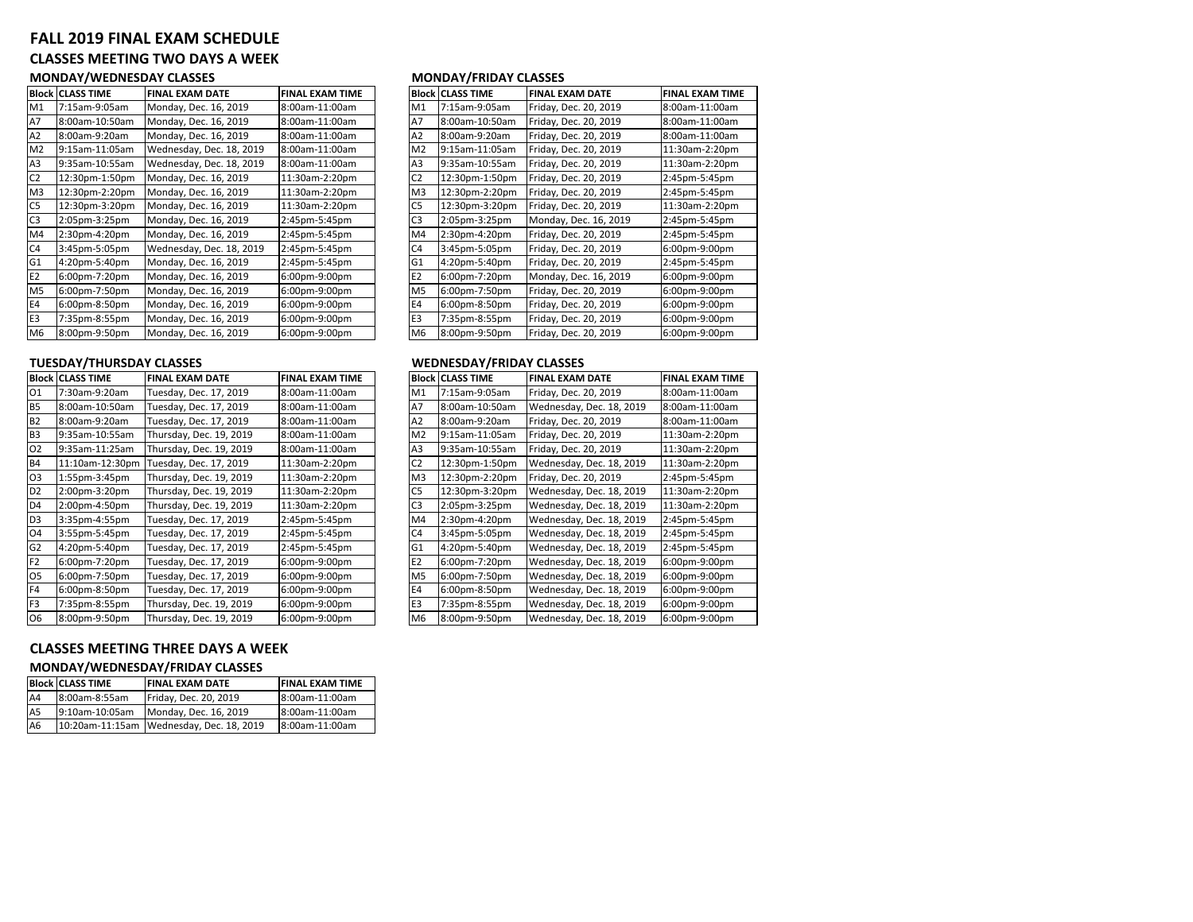# FALL 2019 FINAL EXAM SCHEDULE

## CLASSES MEETING TWO DAYS A WEEK

### MONDAY/WEDNESDAY CLASSES

| Block | CLASS TIME | FINAL EXAM DATE | FINAL EXAM TIME |
|---|---|---|---|
| M1 | 7:15am-9:05am | Monday, Dec. 16, 2019 | 8:00am-11:00am |
| A7 | 8:00am-10:50am | Monday, Dec. 16, 2019 | 8:00am-11:00am |
| A2 | 8:00am-9:20am | Monday, Dec. 16, 2019 | 8:00am-11:00am |
| M2 | 9:15am-11:05am | Wednesday, Dec. 18, 2019 | 8:00am-11:00am |
| A3 | 9:35am-10:55am | Wednesday, Dec. 18, 2019 | 8:00am-11:00am |
| C2 | 12:30pm-1:50pm | Monday, Dec. 16, 2019 | 11:30am-2:20pm |
| M3 | 12:30pm-2:20pm | Monday, Dec. 16, 2019 | 11:30am-2:20pm |
| C5 | 12:30pm-3:20pm | Monday, Dec. 16, 2019 | 11:30am-2:20pm |
| C3 | 2:05pm-3:25pm | Monday, Dec. 16, 2019 | 2:45pm-5:45pm |
| M4 | 2:30pm-4:20pm | Monday, Dec. 16, 2019 | 2:45pm-5:45pm |
| C4 | 3:45pm-5:05pm | Wednesday, Dec. 18, 2019 | 2:45pm-5:45pm |
| G1 | 4:20pm-5:40pm | Monday, Dec. 16, 2019 | 2:45pm-5:45pm |
| E2 | 6:00pm-7:20pm | Monday, Dec. 16, 2019 | 6:00pm-9:00pm |
| M5 | 6:00pm-7:50pm | Monday, Dec. 16, 2019 | 6:00pm-9:00pm |
| E4 | 6:00pm-8:50pm | Monday, Dec. 16, 2019 | 6:00pm-9:00pm |
| E3 | 7:35pm-8:55pm | Monday, Dec. 16, 2019 | 6:00pm-9:00pm |
| M6 | 8:00pm-9:50pm | Monday, Dec. 16, 2019 | 6:00pm-9:00pm |

### MONDAY/FRIDAY CLASSES

| Block | CLASS TIME | FINAL EXAM DATE | FINAL EXAM TIME |
|---|---|---|---|
| M1 | 7:15am-9:05am | Friday, Dec. 20, 2019 | 8:00am-11:00am |
| A7 | 8:00am-10:50am | Friday, Dec. 20, 2019 | 8:00am-11:00am |
| A2 | 8:00am-9:20am | Friday, Dec. 20, 2019 | 8:00am-11:00am |
| M2 | 9:15am-11:05am | Friday, Dec. 20, 2019 | 11:30am-2:20pm |
| A3 | 9:35am-10:55am | Friday, Dec. 20, 2019 | 11:30am-2:20pm |
| C2 | 12:30pm-1:50pm | Friday, Dec. 20, 2019 | 2:45pm-5:45pm |
| M3 | 12:30pm-2:20pm | Friday, Dec. 20, 2019 | 2:45pm-5:45pm |
| C5 | 12:30pm-3:20pm | Friday, Dec. 20, 2019 | 11:30am-2:20pm |
| C3 | 2:05pm-3:25pm | Monday, Dec. 16, 2019 | 2:45pm-5:45pm |
| M4 | 2:30pm-4:20pm | Friday, Dec. 20, 2019 | 2:45pm-5:45pm |
| C4 | 3:45pm-5:05pm | Friday, Dec. 20, 2019 | 6:00pm-9:00pm |
| G1 | 4:20pm-5:40pm | Friday, Dec. 20, 2019 | 2:45pm-5:45pm |
| E2 | 6:00pm-7:20pm | Monday, Dec. 16, 2019 | 6:00pm-9:00pm |
| M5 | 6:00pm-7:50pm | Friday, Dec. 20, 2019 | 6:00pm-9:00pm |
| E4 | 6:00pm-8:50pm | Friday, Dec. 20, 2019 | 6:00pm-9:00pm |
| E3 | 7:35pm-8:55pm | Friday, Dec. 20, 2019 | 6:00pm-9:00pm |
| M6 | 8:00pm-9:50pm | Friday, Dec. 20, 2019 | 6:00pm-9:00pm |

### TUESDAY/THURSDAY CLASSES

| Block | CLASS TIME | FINAL EXAM DATE | FINAL EXAM TIME |
|---|---|---|---|
| O1 | 7:30am-9:20am | Tuesday, Dec. 17, 2019 | 8:00am-11:00am |
| B5 | 8:00am-10:50am | Tuesday, Dec. 17, 2019 | 8:00am-11:00am |
| B2 | 8:00am-9:20am | Tuesday, Dec. 17, 2019 | 8:00am-11:00am |
| B3 | 9:35am-10:55am | Thursday, Dec. 19, 2019 | 8:00am-11:00am |
| O2 | 9:35am-11:25am | Thursday, Dec. 19, 2019 | 8:00am-11:00am |
| B4 | 11:10am-12:30pm | Tuesday, Dec. 17, 2019 | 11:30am-2:20pm |
| O3 | 1:55pm-3:45pm | Thursday, Dec. 19, 2019 | 11:30am-2:20pm |
| D2 | 2:00pm-3:20pm | Thursday, Dec. 19, 2019 | 11:30am-2:20pm |
| D4 | 2:00pm-4:50pm | Thursday, Dec. 19, 2019 | 11:30am-2:20pm |
| D3 | 3:35pm-4:55pm | Tuesday, Dec. 17, 2019 | 2:45pm-5:45pm |
| O4 | 3:55pm-5:45pm | Tuesday, Dec. 17, 2019 | 2:45pm-5:45pm |
| G2 | 4:20pm-5:40pm | Tuesday, Dec. 17, 2019 | 2:45pm-5:45pm |
| F2 | 6:00pm-7:20pm | Tuesday, Dec. 17, 2019 | 6:00pm-9:00pm |
| O5 | 6:00pm-7:50pm | Tuesday, Dec. 17, 2019 | 6:00pm-9:00pm |
| F4 | 6:00pm-8:50pm | Tuesday, Dec. 17, 2019 | 6:00pm-9:00pm |
| F3 | 7:35pm-8:55pm | Thursday, Dec. 19, 2019 | 6:00pm-9:00pm |
| O6 | 8:00pm-9:50pm | Thursday, Dec. 19, 2019 | 6:00pm-9:00pm |

### WEDNESDAY/FRIDAY CLASSES

| Block | CLASS TIME | FINAL EXAM DATE | FINAL EXAM TIME |
|---|---|---|---|
| M1 | 7:15am-9:05am | Friday, Dec. 20, 2019 | 8:00am-11:00am |
| A7 | 8:00am-10:50am | Wednesday, Dec. 18, 2019 | 8:00am-11:00am |
| A2 | 8:00am-9:20am | Friday, Dec. 20, 2019 | 8:00am-11:00am |
| M2 | 9:15am-11:05am | Friday, Dec. 20, 2019 | 11:30am-2:20pm |
| A3 | 9:35am-10:55am | Friday, Dec. 20, 2019 | 11:30am-2:20pm |
| C2 | 12:30pm-1:50pm | Wednesday, Dec. 18, 2019 | 11:30am-2:20pm |
| M3 | 12:30pm-2:20pm | Friday, Dec. 20, 2019 | 2:45pm-5:45pm |
| C5 | 12:30pm-3:20pm | Wednesday, Dec. 18, 2019 | 11:30am-2:20pm |
| C3 | 2:05pm-3:25pm | Wednesday, Dec. 18, 2019 | 11:30am-2:20pm |
| M4 | 2:30pm-4:20pm | Wednesday, Dec. 18, 2019 | 2:45pm-5:45pm |
| C4 | 3:45pm-5:05pm | Wednesday, Dec. 18, 2019 | 2:45pm-5:45pm |
| G1 | 4:20pm-5:40pm | Wednesday, Dec. 18, 2019 | 2:45pm-5:45pm |
| E2 | 6:00pm-7:20pm | Wednesday, Dec. 18, 2019 | 6:00pm-9:00pm |
| M5 | 6:00pm-7:50pm | Wednesday, Dec. 18, 2019 | 6:00pm-9:00pm |
| E4 | 6:00pm-8:50pm | Wednesday, Dec. 18, 2019 | 6:00pm-9:00pm |
| E3 | 7:35pm-8:55pm | Wednesday, Dec. 18, 2019 | 6:00pm-9:00pm |
| M6 | 8:00pm-9:50pm | Wednesday, Dec. 18, 2019 | 6:00pm-9:00pm |

## CLASSES MEETING THREE DAYS A WEEK

### MONDAY/WEDNESDAY/FRIDAY CLASSES

| Block | CLASS TIME | FINAL EXAM DATE | FINAL EXAM TIME |
|---|---|---|---|
| A4 | 8:00am-8:55am | Friday, Dec. 20, 2019 | 8:00am-11:00am |
| A5 | 9:10am-10:05am | Monday, Dec. 16, 2019 | 8:00am-11:00am |
| A6 | 10:20am-11:15am | Wednesday, Dec. 18, 2019 | 8:00am-11:00am |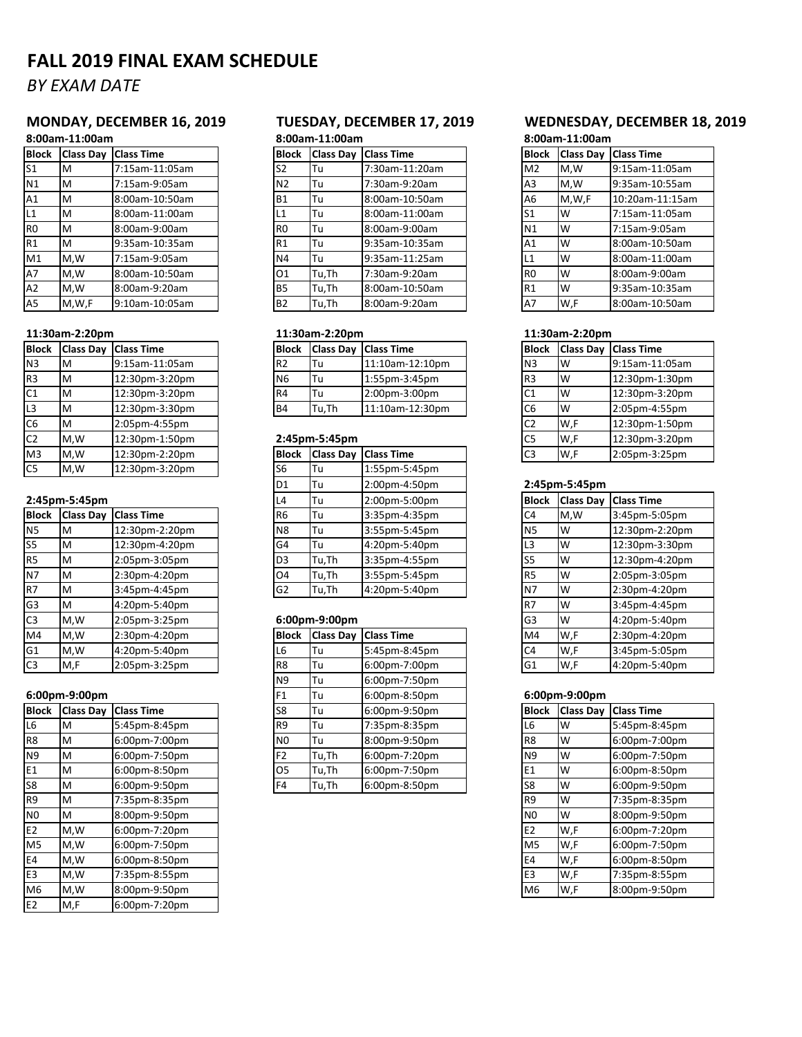# FALL 2019 FINAL EXAM SCHEDULE

*BY EXAM DATE*

## MONDAY, DECEMBER 16, 2019

### 8:00am-11:00am

| Block | Class Day | Class Time |
|---|---|---|
| S1 | M | 7:15am-11:05am |
| N1 | M | 7:15am-9:05am |
| A1 | M | 8:00am-10:50am |
| L1 | M | 8:00am-11:00am |
| R0 | M | 8:00am-9:00am |
| R1 | M | 9:35am-10:35am |
| M1 | M,W | 7:15am-9:05am |
| A7 | M,W | 8:00am-10:50am |
| A2 | M,W | 8:00am-9:20am |
| A5 | M,W,F | 9:10am-10:05am |

### 11:30am-2:20pm

| Block | Class Day | Class Time |
|---|---|---|
| N3 | M | 9:15am-11:05am |
| R3 | M | 12:30pm-3:20pm |
| C1 | M | 12:30pm-3:20pm |
| L3 | M | 12:30pm-3:30pm |
| C6 | M | 2:05pm-4:55pm |
| C2 | M,W | 12:30pm-1:50pm |
| M3 | M,W | 12:30pm-2:20pm |
| C5 | M,W | 12:30pm-3:20pm |

### 2:45pm-5:45pm

| Block | Class Day | Class Time |
|---|---|---|
| N5 | M | 12:30pm-2:20pm |
| S5 | M | 12:30pm-4:20pm |
| R5 | M | 2:05pm-3:05pm |
| N7 | M | 2:30pm-4:20pm |
| R7 | M | 3:45pm-4:45pm |
| G3 | M | 4:20pm-5:40pm |
| C3 | M,W | 2:05pm-3:25pm |
| M4 | M,W | 2:30pm-4:20pm |
| G1 | M,W | 4:20pm-5:40pm |
| C3 | M,F | 2:05pm-3:25pm |

### 6:00pm-9:00pm

| Block | Class Day | Class Time |
|---|---|---|
| L6 | M | 5:45pm-8:45pm |
| R8 | M | 6:00pm-7:00pm |
| N9 | M | 6:00pm-7:50pm |
| E1 | M | 6:00pm-8:50pm |
| S8 | M | 6:00pm-9:50pm |
| R9 | M | 7:35pm-8:35pm |
| N0 | M | 8:00pm-9:50pm |
| E2 | M,W | 6:00pm-7:20pm |
| M5 | M,W | 6:00pm-7:50pm |
| E4 | M,W | 6:00pm-8:50pm |
| E3 | M,W | 7:35pm-8:55pm |
| M6 | M,W | 8:00pm-9:50pm |
| E2 | M,F | 6:00pm-7:20pm |

## TUESDAY, DECEMBER 17, 2019

### 8:00am-11:00am

| Block | Class Day | Class Time |
|---|---|---|
| S2 | Tu | 7:30am-11:20am |
| N2 | Tu | 7:30am-9:20am |
| B1 | Tu | 8:00am-10:50am |
| L1 | Tu | 8:00am-11:00am |
| R0 | Tu | 8:00am-9:00am |
| R1 | Tu | 9:35am-10:35am |
| N4 | Tu | 9:35am-11:25am |
| O1 | Tu,Th | 7:30am-9:20am |
| B5 | Tu,Th | 8:00am-10:50am |
| B2 | Tu,Th | 8:00am-9:20am |

### 11:30am-2:20pm

| Block | Class Day | Class Time |
|---|---|---|
| R2 | Tu | 11:10am-12:10pm |
| N6 | Tu | 1:55pm-3:45pm |
| R4 | Tu | 2:00pm-3:00pm |
| B4 | Tu,Th | 11:10am-12:30pm |

### 2:45pm-5:45pm

| Block | Class Day | Class Time |
|---|---|---|
| S6 | Tu | 1:55pm-5:45pm |
| D1 | Tu | 2:00pm-4:50pm |
| L4 | Tu | 2:00pm-5:00pm |
| R6 | Tu | 3:35pm-4:35pm |
| N8 | Tu | 3:55pm-5:45pm |
| G4 | Tu | 4:20pm-5:40pm |
| D3 | Tu,Th | 3:35pm-4:55pm |
| O4 | Tu,Th | 3:55pm-5:45pm |
| G2 | Tu,Th | 4:20pm-5:40pm |

### 6:00pm-9:00pm

| Block | Class Day | Class Time |
|---|---|---|
| L6 | Tu | 5:45pm-8:45pm |
| R8 | Tu | 6:00pm-7:00pm |
| N9 | Tu | 6:00pm-7:50pm |
| F1 | Tu | 6:00pm-8:50pm |
| S8 | Tu | 6:00pm-9:50pm |
| R9 | Tu | 7:35pm-8:35pm |
| N0 | Tu | 8:00pm-9:50pm |
| F2 | Tu,Th | 6:00pm-7:20pm |
| O5 | Tu,Th | 6:00pm-7:50pm |
| F4 | Tu,Th | 6:00pm-8:50pm |

## WEDNESDAY, DECEMBER 18, 2019

### 8:00am-11:00am

| Block | Class Day | Class Time |
|---|---|---|
| M2 | M,W | 9:15am-11:05am |
| A3 | M,W | 9:35am-10:55am |
| A6 | M,W,F | 10:20am-11:15am |
| S1 | W | 7:15am-11:05am |
| N1 | W | 7:15am-9:05am |
| A1 | W | 8:00am-10:50am |
| L1 | W | 8:00am-11:00am |
| R0 | W | 8:00am-9:00am |
| R1 | W | 9:35am-10:35am |
| A7 | W,F | 8:00am-10:50am |

### 11:30am-2:20pm

| Block | Class Day | Class Time |
|---|---|---|
| N3 | W | 9:15am-11:05am |
| R3 | W | 12:30pm-1:30pm |
| C1 | W | 12:30pm-3:20pm |
| C6 | W | 2:05pm-4:55pm |
| C2 | W,F | 12:30pm-1:50pm |
| C5 | W,F | 12:30pm-3:20pm |
| C3 | W,F | 2:05pm-3:25pm |

### 2:45pm-5:45pm

| Block | Class Day | Class Time |
|---|---|---|
| C4 | M,W | 3:45pm-5:05pm |
| N5 | W | 12:30pm-2:20pm |
| L3 | W | 12:30pm-3:30pm |
| S5 | W | 12:30pm-4:20pm |
| R5 | W | 2:05pm-3:05pm |
| N7 | W | 2:30pm-4:20pm |
| R7 | W | 3:45pm-4:45pm |
| G3 | W | 4:20pm-5:40pm |
| M4 | W,F | 2:30pm-4:20pm |
| C4 | W,F | 3:45pm-5:05pm |
| G1 | W,F | 4:20pm-5:40pm |

### 6:00pm-9:00pm

| Block | Class Day | Class Time |
|---|---|---|
| L6 | W | 5:45pm-8:45pm |
| R8 | W | 6:00pm-7:00pm |
| N9 | W | 6:00pm-7:50pm |
| E1 | W | 6:00pm-8:50pm |
| S8 | W | 6:00pm-9:50pm |
| R9 | W | 7:35pm-8:35pm |
| N0 | W | 8:00pm-9:50pm |
| E2 | W,F | 6:00pm-7:20pm |
| M5 | W,F | 6:00pm-7:50pm |
| E4 | W,F | 6:00pm-8:50pm |
| E3 | W,F | 7:35pm-8:55pm |
| M6 | W,F | 8:00pm-9:50pm |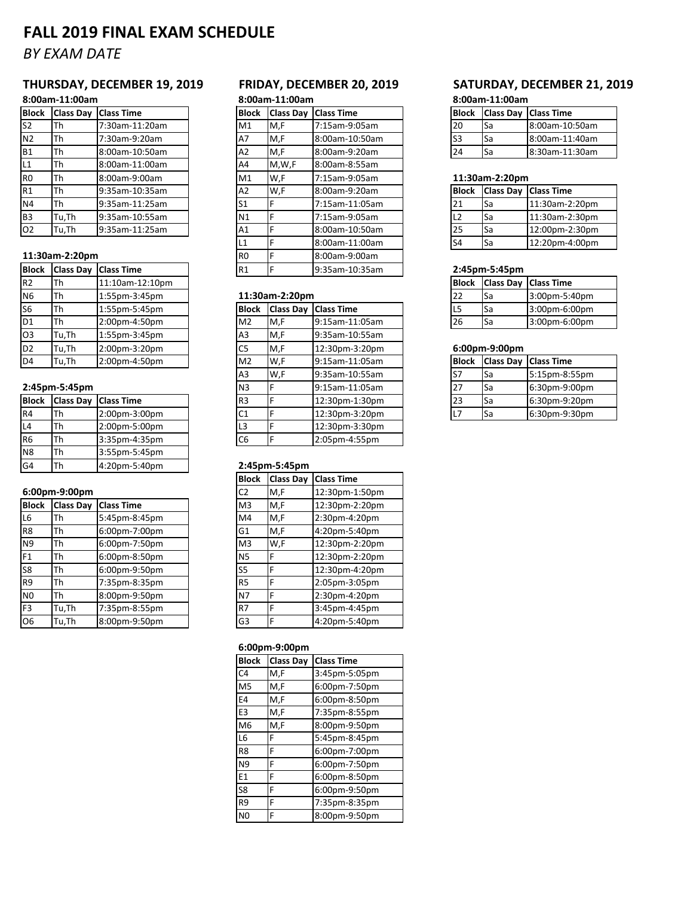# FALL 2019 FINAL EXAM SCHEDULE

*BY EXAM DATE*

## THURSDAY, DECEMBER 19, 2019

### 8:00am-11:00am

| Block | Class Day | Class Time |
|---|---|---|
| S2 | Th | 7:30am-11:20am |
| N2 | Th | 7:30am-9:20am |
| B1 | Th | 8:00am-10:50am |
| L1 | Th | 8:00am-11:00am |
| R0 | Th | 8:00am-9:00am |
| R1 | Th | 9:35am-10:35am |
| N4 | Th | 9:35am-11:25am |
| B3 | Tu,Th | 9:35am-10:55am |
| O2 | Tu,Th | 9:35am-11:25am |

### 11:30am-2:20pm

| Block | Class Day | Class Time |
|---|---|---|
| R2 | Th | 11:10am-12:10pm |
| N6 | Th | 1:55pm-3:45pm |
| S6 | Th | 1:55pm-5:45pm |
| D1 | Th | 2:00pm-4:50pm |
| O3 | Tu,Th | 1:55pm-3:45pm |
| D2 | Tu,Th | 2:00pm-3:20pm |
| D4 | Tu,Th | 2:00pm-4:50pm |

### 2:45pm-5:45pm

| Block | Class Day | Class Time |
|---|---|---|
| R4 | Th | 2:00pm-3:00pm |
| L4 | Th | 2:00pm-5:00pm |
| R6 | Th | 3:35pm-4:35pm |
| N8 | Th | 3:55pm-5:45pm |
| G4 | Th | 4:20pm-5:40pm |

### 6:00pm-9:00pm

| Block | Class Day | Class Time |
|---|---|---|
| L6 | Th | 5:45pm-8:45pm |
| R8 | Th | 6:00pm-7:00pm |
| N9 | Th | 6:00pm-7:50pm |
| F1 | Th | 6:00pm-8:50pm |
| S8 | Th | 6:00pm-9:50pm |
| R9 | Th | 7:35pm-8:35pm |
| N0 | Th | 8:00pm-9:50pm |
| F3 | Tu,Th | 7:35pm-8:55pm |
| O6 | Tu,Th | 8:00pm-9:50pm |

## FRIDAY, DECEMBER 20, 2019

### 8:00am-11:00am

| Block | Class Day | Class Time |
|---|---|---|
| M1 | M,F | 7:15am-9:05am |
| A7 | M,F | 8:00am-10:50am |
| A2 | M,F | 8:00am-9:20am |
| A4 | M,W,F | 8:00am-8:55am |
| M1 | W,F | 7:15am-9:05am |
| A2 | W,F | 8:00am-9:20am |
| S1 | F | 7:15am-11:05am |
| N1 | F | 7:15am-9:05am |
| A1 | F | 8:00am-10:50am |
| L1 | F | 8:00am-11:00am |
| R0 | F | 8:00am-9:00am |
| R1 | F | 9:35am-10:35am |

### 11:30am-2:20pm

| Block | Class Day | Class Time |
|---|---|---|
| M2 | M,F | 9:15am-11:05am |
| A3 | M,F | 9:35am-10:55am |
| C5 | M,F | 12:30pm-3:20pm |
| M2 | W,F | 9:15am-11:05am |
| A3 | W,F | 9:35am-10:55am |
| N3 | F | 9:15am-11:05am |
| R3 | F | 12:30pm-1:30pm |
| C1 | F | 12:30pm-3:20pm |
| L3 | F | 12:30pm-3:30pm |
| C6 | F | 2:05pm-4:55pm |

### 2:45pm-5:45pm

| Block | Class Day | Class Time |
|---|---|---|
| C2 | M,F | 12:30pm-1:50pm |
| M3 | M,F | 12:30pm-2:20pm |
| M4 | M,F | 2:30pm-4:20pm |
| G1 | M,F | 4:20pm-5:40pm |
| M3 | W,F | 12:30pm-2:20pm |
| N5 | F | 12:30pm-2:20pm |
| S5 | F | 12:30pm-4:20pm |
| R5 | F | 2:05pm-3:05pm |
| N7 | F | 2:30pm-4:20pm |
| R7 | F | 3:45pm-4:45pm |
| G3 | F | 4:20pm-5:40pm |

### 6:00pm-9:00pm

| Block | Class Day | Class Time |
|---|---|---|
| C4 | M,F | 3:45pm-5:05pm |
| M5 | M,F | 6:00pm-7:50pm |
| E4 | M,F | 6:00pm-8:50pm |
| E3 | M,F | 7:35pm-8:55pm |
| M6 | M,F | 8:00pm-9:50pm |
| L6 | F | 5:45pm-8:45pm |
| R8 | F | 6:00pm-7:00pm |
| N9 | F | 6:00pm-7:50pm |
| E1 | F | 6:00pm-8:50pm |
| S8 | F | 6:00pm-9:50pm |
| R9 | F | 7:35pm-8:35pm |
| N0 | F | 8:00pm-9:50pm |

## SATURDAY, DECEMBER 21, 2019

### 8:00am-11:00am

| Block | Class Day | Class Time |
|---|---|---|
| 20 | Sa | 8:00am-10:50am |
| S3 | Sa | 8:00am-11:40am |
| 24 | Sa | 8:30am-11:30am |

### 11:30am-2:20pm

| Block | Class Day | Class Time |
|---|---|---|
| 21 | Sa | 11:30am-2:20pm |
| L2 | Sa | 11:30am-2:30pm |
| 25 | Sa | 12:00pm-2:30pm |
| S4 | Sa | 12:20pm-4:00pm |

### 2:45pm-5:45pm

| Block | Class Day | Class Time |
|---|---|---|
| 22 | Sa | 3:00pm-5:40pm |
| L5 | Sa | 3:00pm-6:00pm |
| 26 | Sa | 3:00pm-6:00pm |

### 6:00pm-9:00pm

| Block | Class Day | Class Time |
|---|---|---|
| S7 | Sa | 5:15pm-8:55pm |
| 27 | Sa | 6:30pm-9:00pm |
| 23 | Sa | 6:30pm-9:20pm |
| L7 | Sa | 6:30pm-9:30pm |